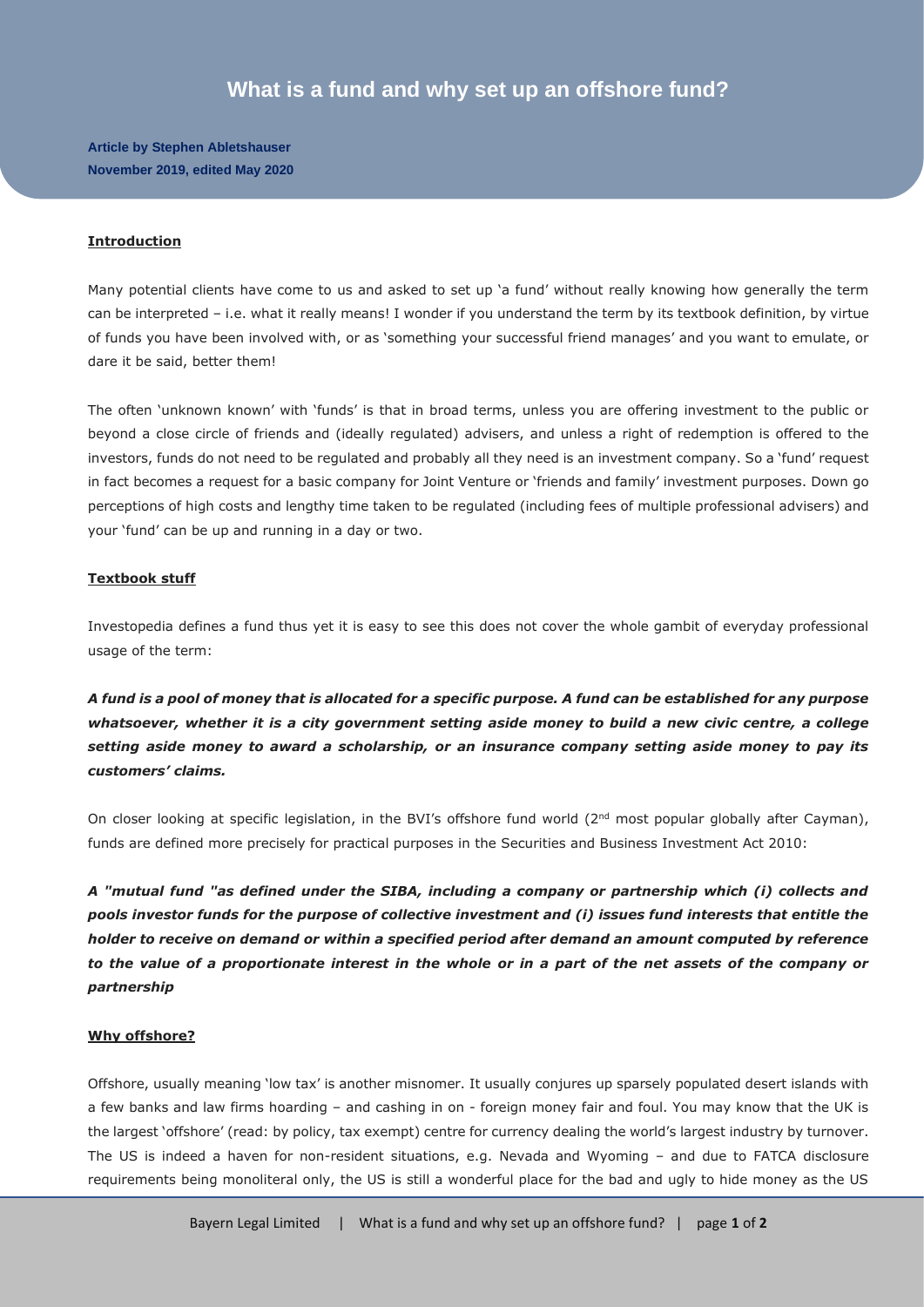# What is a fund and why set up an offshore fund?

**Article by Stephen Abletshauser**
**November 2019, edited May 2020**

## Introduction

Many potential clients have come to us and asked to set up 'a fund' without really knowing how generally the term can be interpreted – i.e. what it really means! I wonder if you understand the term by its textbook definition, by virtue of funds you have been involved with, or as 'something your successful friend manages' and you want to emulate, or dare it be said, better them!

The often 'unknown known' with 'funds' is that in broad terms, unless you are offering investment to the public or beyond a close circle of friends and (ideally regulated) advisers, and unless a right of redemption is offered to the investors, funds do not need to be regulated and probably all they need is an investment company. So a 'fund' request in fact becomes a request for a basic company for Joint Venture or 'friends and family' investment purposes. Down go perceptions of high costs and lengthy time taken to be regulated (including fees of multiple professional advisers) and your 'fund' can be up and running in a day or two.

## Textbook stuff

Investopedia defines a fund thus yet it is easy to see this does not cover the whole gambit of everyday professional usage of the term:

***A fund is a pool of money that is allocated for a specific purpose. A fund can be established for any purpose whatsoever, whether it is a city government setting aside money to build a new civic centre, a college setting aside money to award a scholarship, or an insurance company setting aside money to pay its customers' claims.***

On closer looking at specific legislation, in the BVI's offshore fund world (2nd most popular globally after Cayman), funds are defined more precisely for practical purposes in the Securities and Business Investment Act 2010:

***A "mutual fund "as defined under the SIBA, including a company or partnership which (i) collects and pools investor funds for the purpose of collective investment and (i) issues fund interests that entitle the holder to receive on demand or within a specified period after demand an amount computed by reference to the value of a proportionate interest in the whole or in a part of the net assets of the company or partnership***

## Why offshore?

Offshore, usually meaning 'low tax' is another misnomer. It usually conjures up sparsely populated desert islands with a few banks and law firms hoarding – and cashing in on - foreign money fair and foul. You may know that the UK is the largest 'offshore' (read: by policy, tax exempt) centre for currency dealing the world's largest industry by turnover. The US is indeed a haven for non-resident situations, e.g. Nevada and Wyoming – and due to FATCA disclosure requirements being monoliteral only, the US is still a wonderful place for the bad and ugly to hide money as the US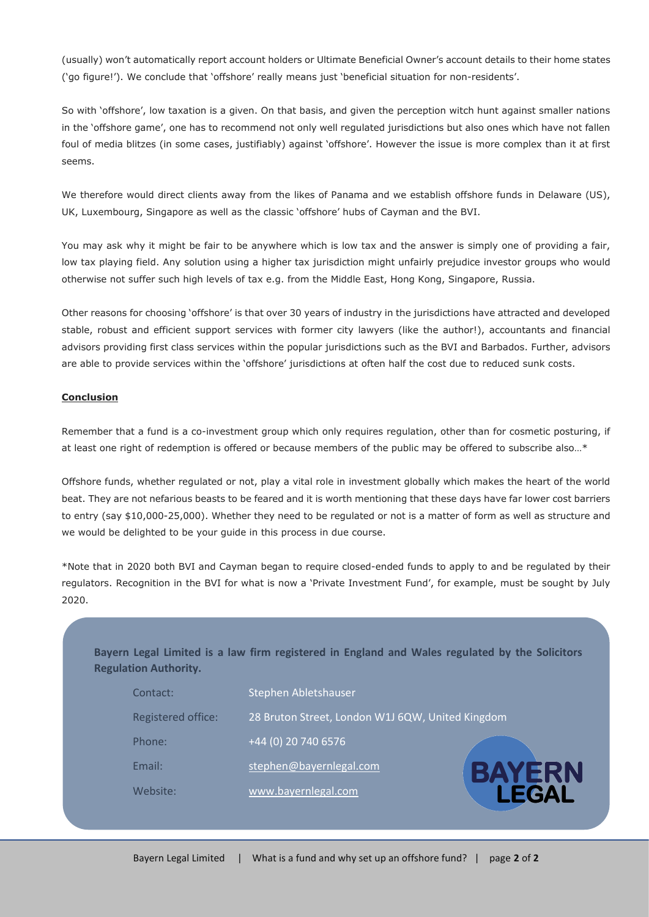(usually) won't automatically report account holders or Ultimate Beneficial Owner's account details to their home states ('go figure!'). We conclude that 'offshore' really means just 'beneficial situation for non-residents'.

So with 'offshore', low taxation is a given. On that basis, and given the perception witch hunt against smaller nations in the 'offshore game', one has to recommend not only well regulated jurisdictions but also ones which have not fallen foul of media blitzes (in some cases, justifiably) against 'offshore'. However the issue is more complex than it at first seems.

We therefore would direct clients away from the likes of Panama and we establish offshore funds in Delaware (US), UK, Luxembourg, Singapore as well as the classic 'offshore' hubs of Cayman and the BVI.

You may ask why it might be fair to be anywhere which is low tax and the answer is simply one of providing a fair, low tax playing field. Any solution using a higher tax jurisdiction might unfairly prejudice investor groups who would otherwise not suffer such high levels of tax e.g. from the Middle East, Hong Kong, Singapore, Russia.

Other reasons for choosing 'offshore' is that over 30 years of industry in the jurisdictions have attracted and developed stable, robust and efficient support services with former city lawyers (like the author!), accountants and financial advisors providing first class services within the popular jurisdictions such as the BVI and Barbados. Further, advisors are able to provide services within the 'offshore' jurisdictions at often half the cost due to reduced sunk costs.

**Conclusion**

Remember that a fund is a co-investment group which only requires regulation, other than for cosmetic posturing, if at least one right of redemption is offered or because members of the public may be offered to subscribe also…*

Offshore funds, whether regulated or not, play a vital role in investment globally which makes the heart of the world beat. They are not nefarious beasts to be feared and it is worth mentioning that these days have far lower cost barriers to entry (say $10,000-25,000). Whether they need to be regulated or not is a matter of form as well as structure and we would be delighted to be your guide in this process in due course.

*Note that in 2020 both BVI and Cayman began to require closed-ended funds to apply to and be regulated by their regulators. Recognition in the BVI for what is now a 'Private Investment Fund', for example, must be sought by July 2020.

**Bayern Legal Limited is a law firm registered in England and Wales regulated by the Solicitors Regulation Authority.**

| | |
|---|---|
| Contact: | Stephen Abletshauser |
| Registered office: | 28 Bruton Street, London W1J 6QW, United Kingdom |
| Phone: | +44 (0) 20 740 6576 |
| Email: | stephen@bayernlegal.com |
| Website: | www.bayernlegal.com |

BAYERN LEGAL